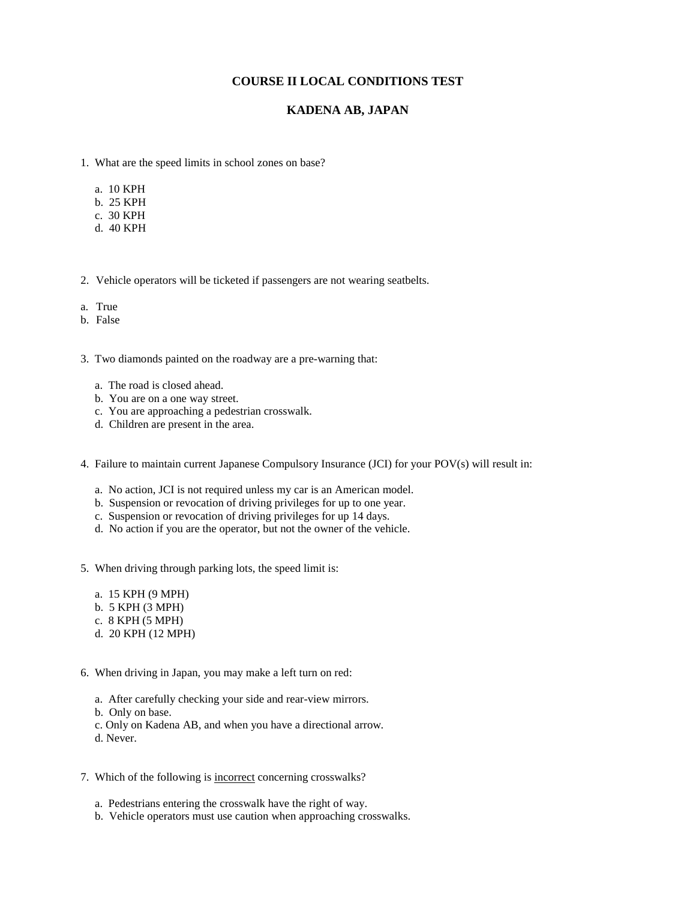# COURSE II LOCAL CONDITIONS TEST

## KADENA AB, JAPAN

1. What are the speed limits in school zones on base?

   a. 10 KPH
   b. 25 KPH
   c. 30 KPH
   d. 40 KPH

2. Vehicle operators will be ticketed if passengers are not wearing seatbelts.

a. True
b. False

3. Two diamonds painted on the roadway are a pre-warning that:

   a. The road is closed ahead.
   b. You are on a one way street.
   c. You are approaching a pedestrian crosswalk.
   d. Children are present in the area.

4. Failure to maintain current Japanese Compulsory Insurance (JCI) for your POV(s) will result in:

   a. No action, JCI is not required unless my car is an American model.
   b. Suspension or revocation of driving privileges for up to one year.
   c. Suspension or revocation of driving privileges for up 14 days.
   d. No action if you are the operator, but not the owner of the vehicle.

5. When driving through parking lots, the speed limit is:

   a. 15 KPH (9 MPH)
   b. 5 KPH (3 MPH)
   c. 8 KPH (5 MPH)
   d. 20 KPH (12 MPH)

6. When driving in Japan, you may make a left turn on red:

   a. After carefully checking your side and rear-view mirrors.
   b. Only on base.
   c. Only on Kadena AB, and when you have a directional arrow.
   d. Never.

7. Which of the following is <u>incorrect</u> concerning crosswalks?

   a. Pedestrians entering the crosswalk have the right of way.
   b. Vehicle operators must use caution when approaching crosswalks.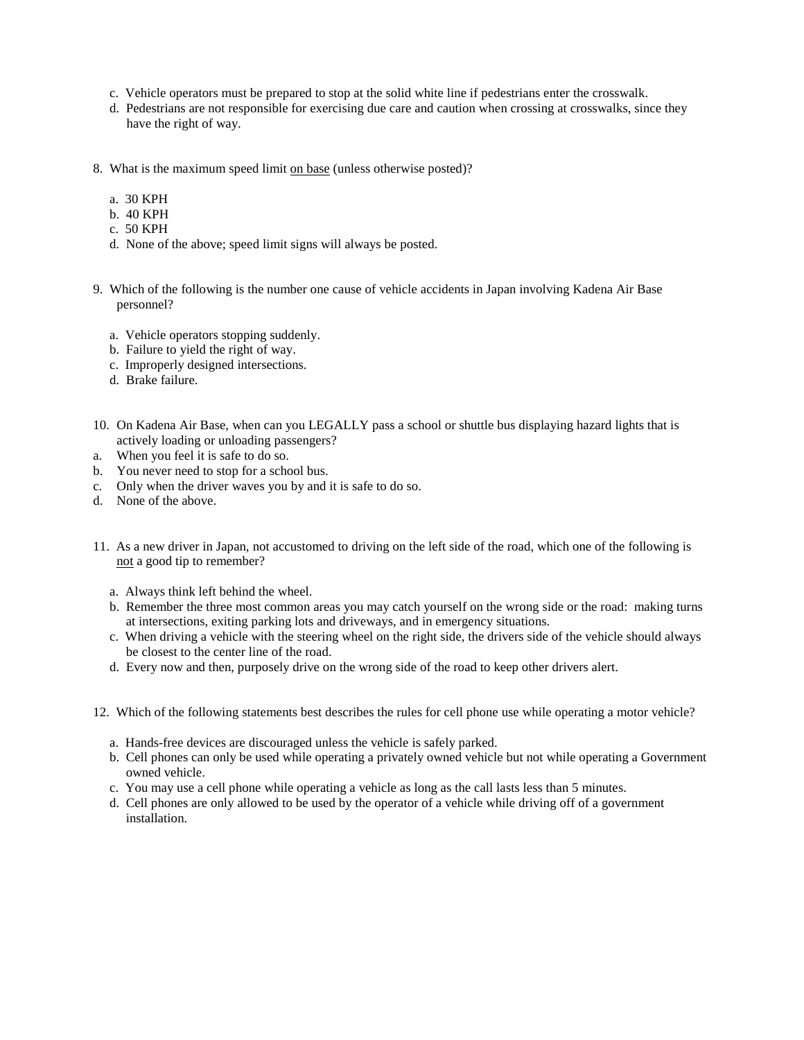c. Vehicle operators must be prepared to stop at the solid white line if pedestrians enter the crosswalk.
d. Pedestrians are not responsible for exercising due care and caution when crossing at crosswalks, since they have the right of way.

8. What is the maximum speed limit <u>on base</u> (unless otherwise posted)?

   a. 30 KPH
   b. 40 KPH
   c. 50 KPH
   d. None of the above; speed limit signs will always be posted.

9. Which of the following is the number one cause of vehicle accidents in Japan involving Kadena Air Base personnel?

   a. Vehicle operators stopping suddenly.
   b. Failure to yield the right of way.
   c. Improperly designed intersections.
   d. Brake failure.

10. On Kadena Air Base, when can you LEGALLY pass a school or shuttle bus displaying hazard lights that is actively loading or unloading passengers?

a. When you feel it is safe to do so.
b. You never need to stop for a school bus.
c. Only when the driver waves you by and it is safe to do so.
d. None of the above.

11. As a new driver in Japan, not accustomed to driving on the left side of the road, which one of the following is <u>not</u> a good tip to remember?

    a. Always think left behind the wheel.
    b. Remember the three most common areas you may catch yourself on the wrong side or the road: making turns at intersections, exiting parking lots and driveways, and in emergency situations.
    c. When driving a vehicle with the steering wheel on the right side, the drivers side of the vehicle should always be closest to the center line of the road.
    d. Every now and then, purposely drive on the wrong side of the road to keep other drivers alert.

12. Which of the following statements best describes the rules for cell phone use while operating a motor vehicle?

    a. Hands-free devices are discouraged unless the vehicle is safely parked.
    b. Cell phones can only be used while operating a privately owned vehicle but not while operating a Government owned vehicle.
    c. You may use a cell phone while operating a vehicle as long as the call lasts less than 5 minutes.
    d. Cell phones are only allowed to be used by the operator of a vehicle while driving off of a government installation.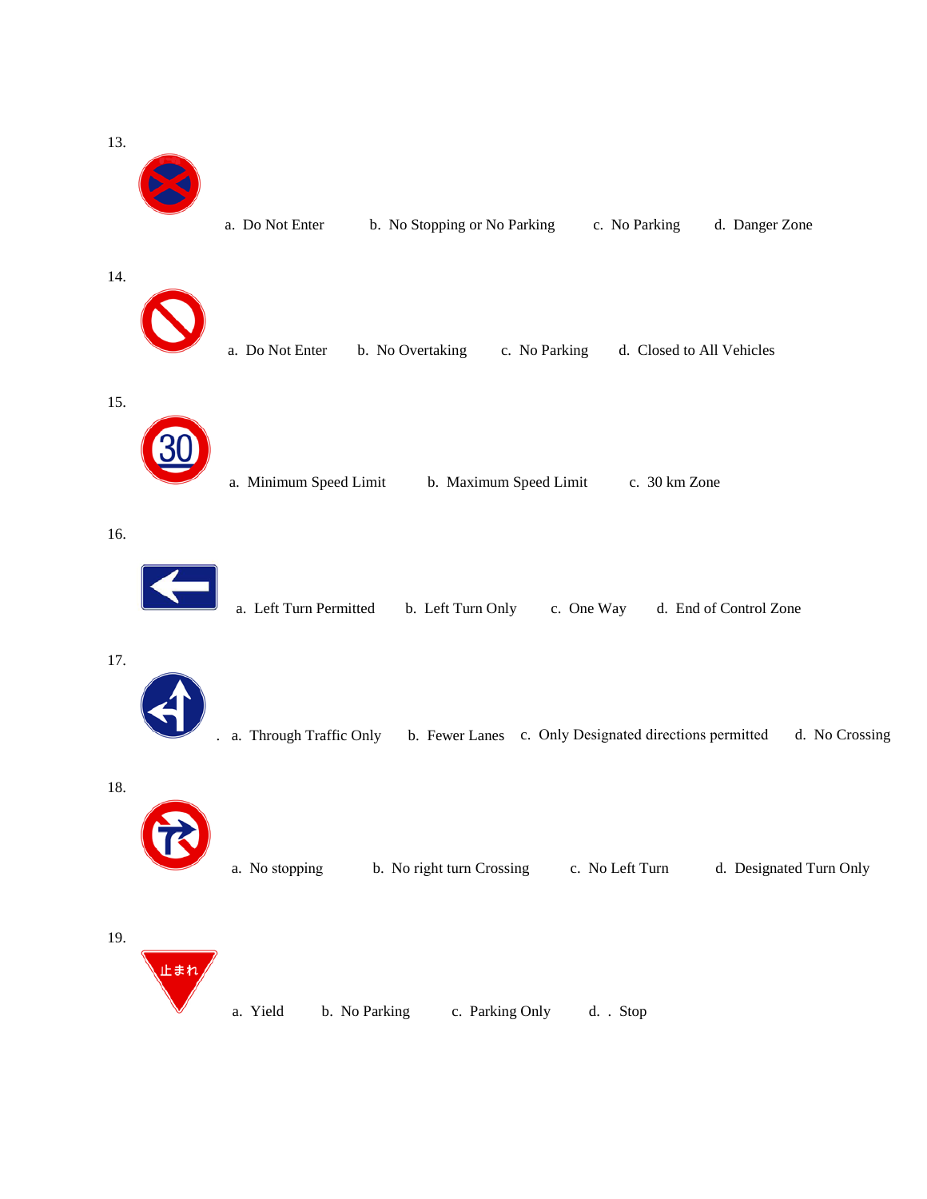13.

a. Do Not Enter b. No Stopping or No Parking c. No Parking d. Danger Zone

14.

a. Do Not Enter b. No Overtaking c. No Parking d. Closed to All Vehicles

15.

a. Minimum Speed Limit b. Maximum Speed Limit c. 30 km Zone

16.

a. Left Turn Permitted b. Left Turn Only c. One Way d. End of Control Zone

17.

. a. Through Traffic Only b. Fewer Lanes c. Only Designated directions permitted d. No Crossing

18.

a. No stopping b. No right turn Crossing c. No Left Turn d. Designated Turn Only

19.

a. Yield b. No Parking c. Parking Only d. . Stop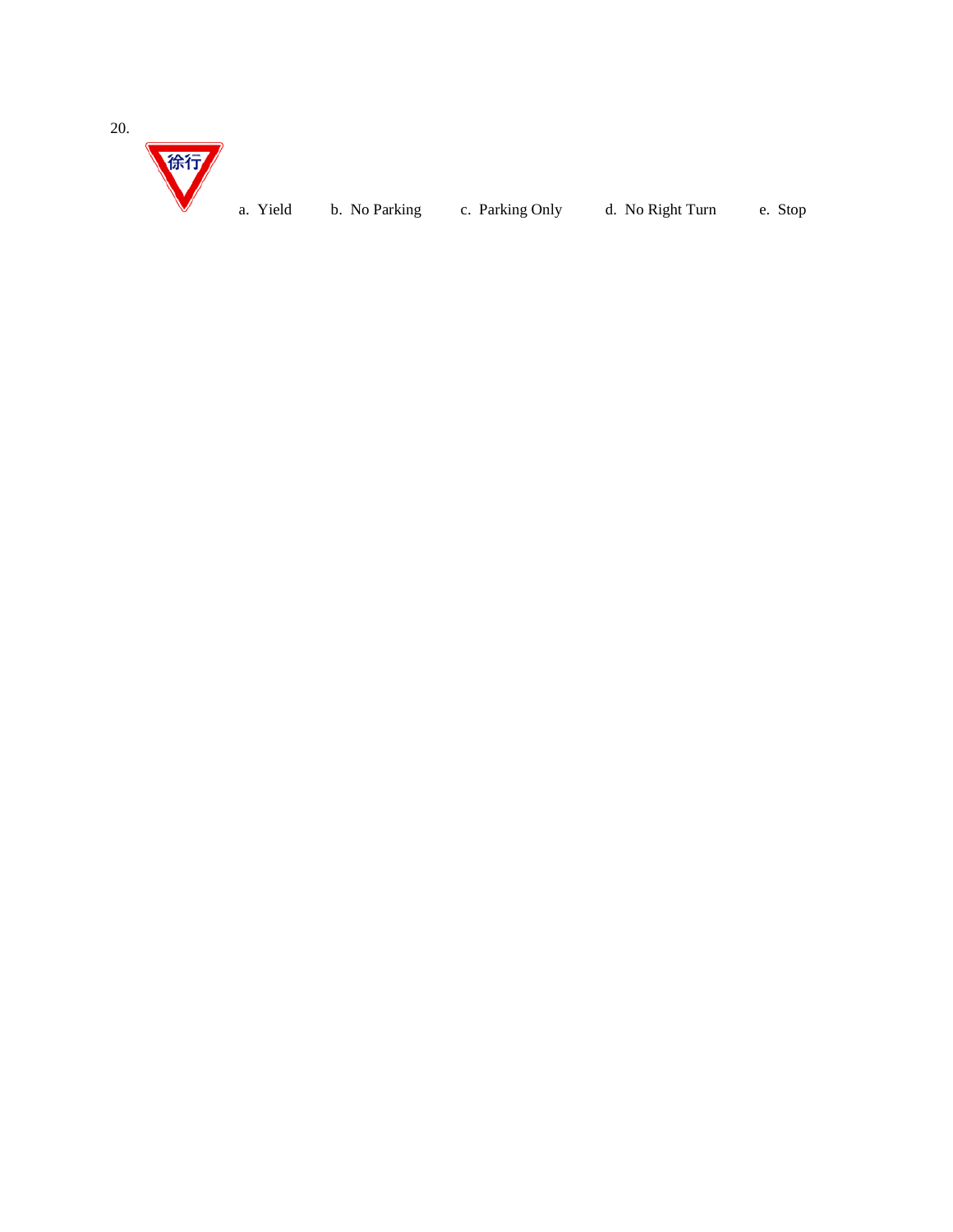20.

徐行

a. Yield b. No Parking c. Parking Only d. No Right Turn e. Stop